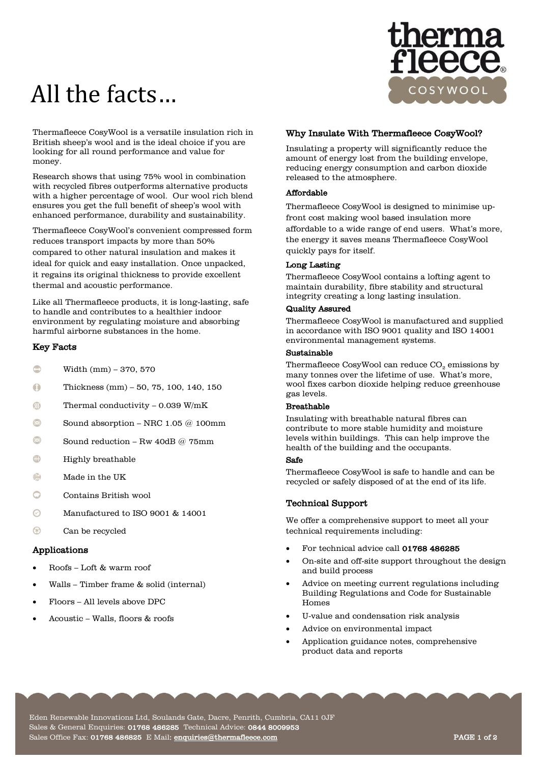# All the facts…

Thermafleece CosyWool is a versatile insulation rich in British sheep's wool and is the ideal choice if you are looking for all round performance and value for money.

Research shows that using 75% wool in combination with recycled fibres outperforms alternative products with a higher percentage of wool. Our wool rich blend ensures you get the full benefit of sheep's wool with enhanced performance, durability and sustainability.

Thermafleece CosyWool's convenient compressed form reduces transport impacts by more than 50% compared to other natural insulation and makes it ideal for quick and easy installation. Once unpacked, it regains its original thickness to provide excellent thermal and acoustic performance.

Like all Thermafleece products, it is long-lasting, safe to handle and contributes to a healthier indoor environment by regulating moisture and absorbing harmful airborne substances in the home.

### Key Facts

- Width (mm) – 370, 570
- Thickness (mm) – 50, 75, 100, 140, 150
- Thermal conductivity – 0.039 W/mK
- Sound absorption – NRC 1.05 @ 100mm
- Sound reduction – Rw 40dB @ 75mm
- Highly breathable
- Made in the UK
- Contains British wool
- Manufactured to ISO 9001 & 14001
- Can be recycled

### Applications

- Roofs – Loft & warm roof
- Walls – Timber frame & solid (internal)
- Floors – All levels above DPC
- Acoustic – Walls, floors & roofs

### Why Insulate With Thermafleece CosyWool?

Insulating a property will significantly reduce the amount of energy lost from the building envelope, reducing energy consumption and carbon dioxide released to the atmosphere.

#### Affordable

Thermafleece CosyWool is designed to minimise up-front cost making wool based insulation more affordable to a wide range of end users. What's more, the energy it saves means Thermafleece CosyWool quickly pays for itself.

#### Long Lasting

Thermafleece CosyWool contains a lofting agent to maintain durability, fibre stability and structural integrity creating a long lasting insulation.

#### Quality Assured

Thermafleece CosyWool is manufactured and supplied in accordance with ISO 9001 quality and ISO 14001 environmental management systems.

#### Sustainable

Thermafleece CosyWool can reduce $CO_2$ emissions by many tonnes over the lifetime of use. What's more, wool fixes carbon dioxide helping reduce greenhouse gas levels.

#### Breathable

Insulating with breathable natural fibres can contribute to more stable humidity and moisture levels within buildings. This can help improve the health of the building and the occupants.

#### Safe

Thermafleece CosyWool is safe to handle and can be recycled or safely disposed of at the end of its life.

### Technical Support

We offer a comprehensive support to meet all your technical requirements including:

- For technical advice call **01768 486285**
- On-site and off-site support throughout the design and build process
- Advice on meeting current regulations including Building Regulations and Code for Sustainable Homes
- U-value and condensation risk analysis
- Advice on environmental impact
- Application guidance notes, comprehensive product data and reports

Eden Renewable Innovations Ltd, Soulands Gate, Dacre, Penrith, Cumbria, CA11 0JF
Sales & General Enquiries: **01768 486285** Technical Advice: **0844 8009953**
Sales Office Fax: **01768 486825** E Mail: enquiries@thermafleece.com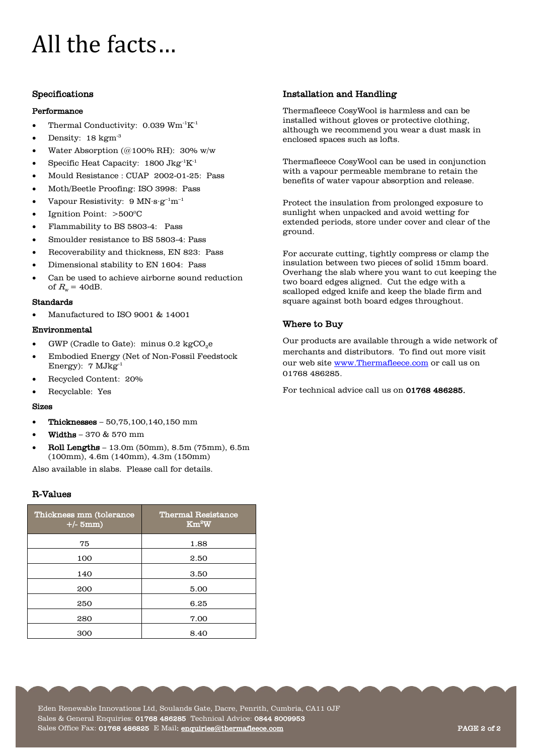# All the facts…

## Specifications

### Performance

- Thermal Conductivity: 0.039 $Wm^{-1}K^{-1}$
- Density: 18 $kgm^{-3}$
- Water Absorption (@100% RH): 30% w/w
- Specific Heat Capacity: 1800 $Jkg^{-1}K^{-1}$
- Mould Resistance : CUAP 2002-01-25: Pass
- Moth/Beetle Proofing: ISO 3998: Pass
- Vapour Resistivity: 9 $MN{\cdot}s{\cdot}g^{-1}m^{-1}$
- Ignition Point: >500°C
- Flammability to BS 5803-4: Pass
- Smoulder resistance to BS 5803-4: Pass
- Recoverability and thickness, EN 823: Pass
- Dimensional stability to EN 1604: Pass
- Can be used to achieve airborne sound reduction of $R_w$ = 40dB.

### Standards

- Manufactured to ISO 9001 & 14001

### Environmental

- GWP (Cradle to Gate): minus 0.2 $kgCO_2e$
- Embodied Energy (Net of Non-Fossil Feedstock Energy): 7 $MJkg^{-1}$
- Recycled Content: 20%
- Recyclable: Yes

### Sizes

- **Thicknesses** – 50,75,100,140,150 mm
- **Widths** – 370 & 570 mm
- **Roll Lengths** – 13.0m (50mm), 8.5m (75mm), 6.5m (100mm), 4.6m (140mm), 4.3m (150mm)

Also available in slabs. Please call for details.

## R-Values

| Thickness mm (tolerance +/- 5mm) | Thermal Resistance $Km^2W$ |
|---|---|
| 75 | 1.88 |
| 100 | 2.50 |
| 140 | 3.50 |
| 200 | 5.00 |
| 250 | 6.25 |
| 280 | 7.00 |
| 300 | 8.40 |

## Installation and Handling

Thermafleece CosyWool is harmless and can be installed without gloves or protective clothing, although we recommend you wear a dust mask in enclosed spaces such as lofts.

Thermafleece CosyWool can be used in conjunction with a vapour permeable membrane to retain the benefits of water vapour absorption and release.

Protect the insulation from prolonged exposure to sunlight when unpacked and avoid wetting for extended periods, store under cover and clear of the ground.

For accurate cutting, tightly compress or clamp the insulation between two pieces of solid 15mm board. Overhang the slab where you want to cut keeping the two board edges aligned. Cut the edge with a scalloped edged knife and keep the blade firm and square against both board edges throughout.

## Where to Buy

Our products are available through a wide network of merchants and distributors. To find out more visit our web site www.Thermafleece.com or call us on 01768 486285.

For technical advice call us on **01768 486285.**

Eden Renewable Innovations Ltd, Soulands Gate, Dacre, Penrith, Cumbria, CA11 0JF
Sales & General Enquiries: **01768 486285** Technical Advice: **0844 8009953**
Sales Office Fax: **01768 486825** E Mail: enquiries@thermafleece.com